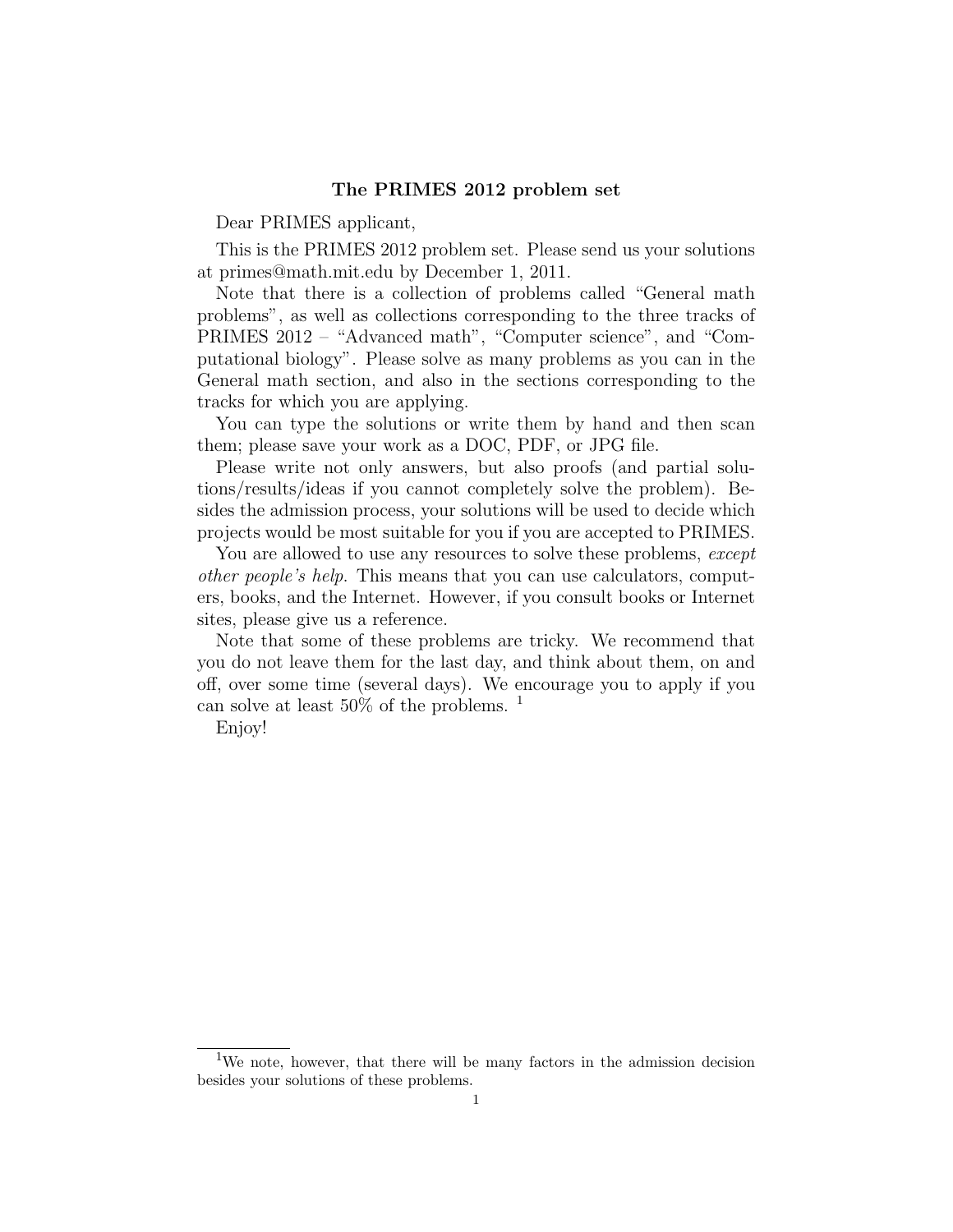**The PRIMES 2012 problem set**

Dear PRIMES applicant,

This is the PRIMES 2012 problem set. Please send us your solutions at primes@math.mit.edu by December 1, 2011.

Note that there is a collection of problems called "General math problems", as well as collections corresponding to the three tracks of PRIMES 2012 – "Advanced math", "Computer science", and "Computational biology". Please solve as many problems as you can in the General math section, and also in the sections corresponding to the tracks for which you are applying.

You can type the solutions or write them by hand and then scan them; please save your work as a DOC, PDF, or JPG file.

Please write not only answers, but also proofs (and partial solutions/results/ideas if you cannot completely solve the problem). Besides the admission process, your solutions will be used to decide which projects would be most suitable for you if you are accepted to PRIMES.

You are allowed to use any resources to solve these problems, *except other people's help*. This means that you can use calculators, computers, books, and the Internet. However, if you consult books or Internet sites, please give us a reference.

Note that some of these problems are tricky. We recommend that you do not leave them for the last day, and think about them, on and off, over some time (several days). We encourage you to apply if you can solve at least 50% of the problems. [1]

Enjoy!

[1] We note, however, that there will be many factors in the admission decision besides your solutions of these problems.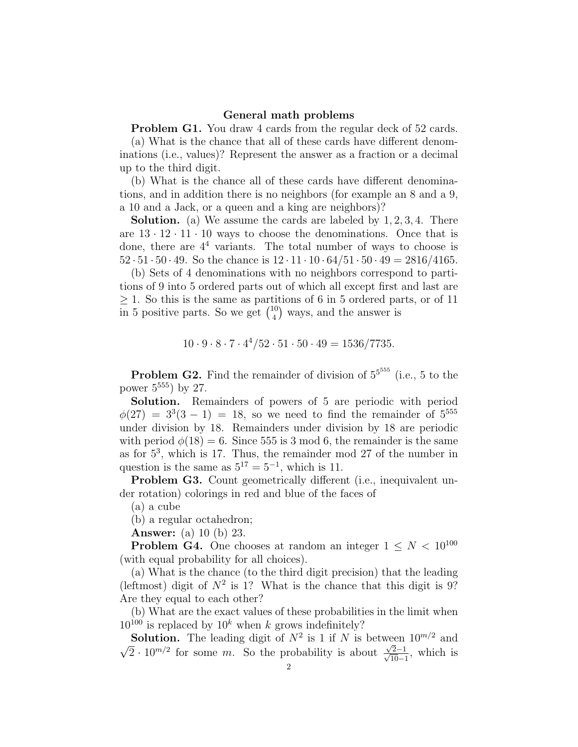## General math problems

**Problem G1.** You draw 4 cards from the regular deck of 52 cards.

(a) What is the chance that all of these cards have different denominations (i.e., values)? Represent the answer as a fraction or a decimal up to the third digit.

(b) What is the chance all of these cards have different denominations, and in addition there is no neighbors (for example an 8 and a 9, a 10 and a Jack, or a queen and a king are neighbors)?

**Solution.** (a) We assume the cards are labeled by $1, 2, 3, 4$. There are $13 \cdot 12 \cdot 11 \cdot 10$ ways to choose the denominations. Once that is done, there are $4^4$ variants. The total number of ways to choose is $52 \cdot 51 \cdot 50 \cdot 49$. So the chance is $12 \cdot 11 \cdot 10 \cdot 64/51 \cdot 50 \cdot 49 = 2816/4165$.

(b) Sets of 4 denominations with no neighbors correspond to partitions of 9 into 5 ordered parts out of which all except first and last are $\geq 1$. So this is the same as partitions of 6 in 5 ordered parts, or of 11 in 5 positive parts. So we get $\binom{10}{4}$ ways, and the answer is

$$10 \cdot 9 \cdot 8 \cdot 7 \cdot 4^4/52 \cdot 51 \cdot 50 \cdot 49 = 1536/7735.$$

**Problem G2.** Find the remainder of division of $5^{5^{555}}$ (i.e., 5 to the power $5^{555}$) by 27.

**Solution.** Remainders of powers of 5 are periodic with period $\phi(27) = 3^3(3-1) = 18$, so we need to find the remainder of $5^{555}$ under division by 18. Remainders under division by 18 are periodic with period $\phi(18) = 6$. Since 555 is 3 mod 6, the remainder is the same as for $5^3$, which is 17. Thus, the remainder mod 27 of the number in question is the same as $5^{17} = 5^{-1}$, which is 11.

**Problem G3.** Count geometrically different (i.e., inequivalent under rotation) colorings in red and blue of the faces of

(a) a cube

(b) a regular octahedron;

**Answer:** (a) 10 (b) 23.

**Problem G4.** One chooses at random an integer $1 \leq N < 10^{100}$ (with equal probability for all choices).

(a) What is the chance (to the third digit precision) that the leading (leftmost) digit of $N^2$ is 1? What is the chance that this digit is 9? Are they equal to each other?

(b) What are the exact values of these probabilities in the limit when $10^{100}$ is replaced by $10^k$ when $k$ grows indefinitely?

**Solution.** The leading digit of $N^2$ is 1 if $N$ is between $10^{m/2}$ and $\sqrt{2} \cdot 10^{m/2}$ for some $m$. So the probability is about $\frac{\sqrt{2}-1}{\sqrt{10}-1}$, which is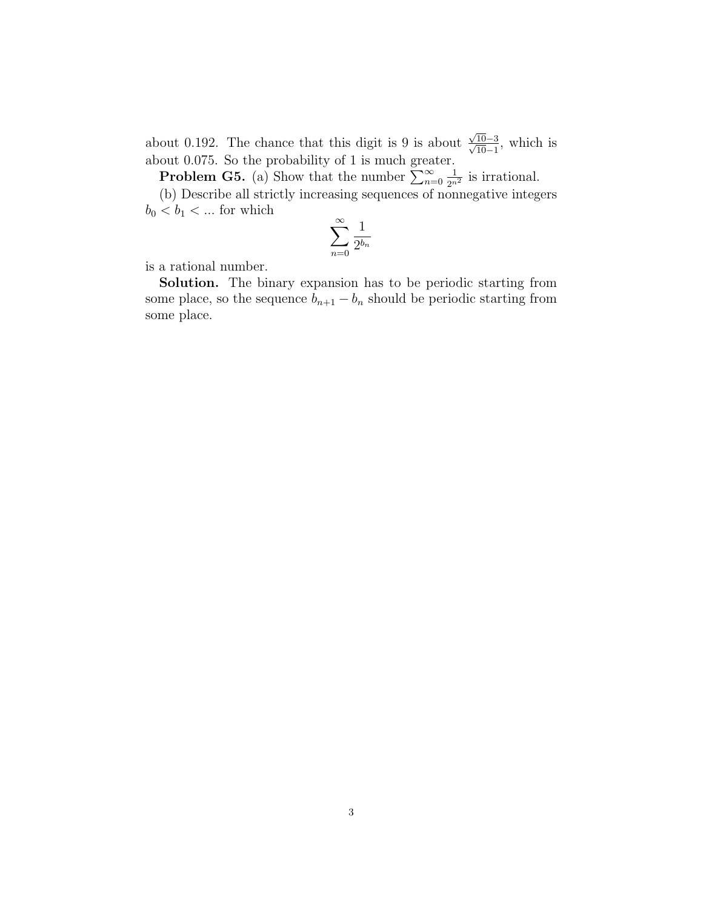about 0.192. The chance that this digit is 9 is about $\frac{\sqrt{10}-3}{\sqrt{10}-1}$, which is about 0.075. So the probability of 1 is much greater.

**Problem G5.** (a) Show that the number $\sum_{n=0}^{\infty} \frac{1}{2^{n^2}}$ is irrational.

(b) Describe all strictly increasing sequences of nonnegative integers $b_0 < b_1 < ...$ for which

$$\sum_{n=0}^{\infty} \frac{1}{2^{b_n}}$$

is a rational number.

**Solution.** The binary expansion has to be periodic starting from some place, so the sequence $b_{n+1} - b_n$ should be periodic starting from some place.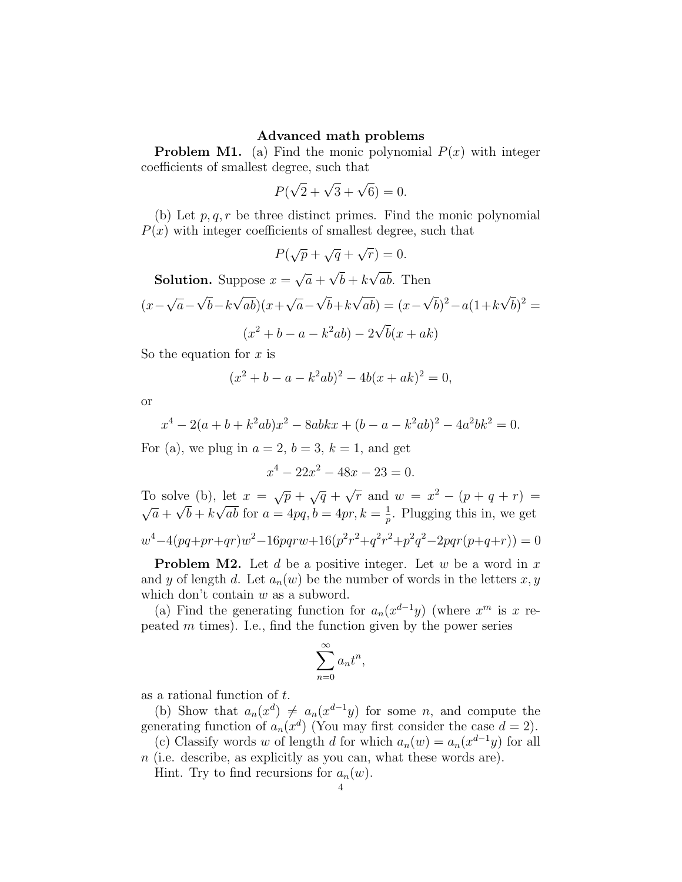**Advanced math problems**

**Problem M1.** (a) Find the monic polynomial $P(x)$ with integer coefficients of smallest degree, such that

$$P(\sqrt{2}+\sqrt{3}+\sqrt{6})=0.$$

(b) Let $p, q, r$ be three distinct primes. Find the monic polynomial $P(x)$ with integer coefficients of smallest degree, such that

$$P(\sqrt{p}+\sqrt{q}+\sqrt{r})=0.$$

**Solution.** Suppose $x=\sqrt{a}+\sqrt{b}+k\sqrt{ab}$. Then

$$(x-\sqrt{a}-\sqrt{b}-k\sqrt{ab})(x+\sqrt{a}-\sqrt{b}+k\sqrt{ab})=(x-\sqrt{b})^2-a(1+k\sqrt{b})^2=$$

$$(x^2+b-a-k^2ab)-2\sqrt{b}(x+ak)$$

So the equation for $x$ is

$$(x^2+b-a-k^2ab)^2-4b(x+ak)^2=0,$$

or

$$x^4-2(a+b+k^2ab)x^2-8abkx+(b-a-k^2ab)^2-4a^2bk^2=0.$$

For (a), we plug in $a=2$, $b=3$, $k=1$, and get

$$x^4-22x^2-48x-23=0.$$

To solve (b), let $x=\sqrt{p}+\sqrt{q}+\sqrt{r}$ and $w=x^2-(p+q+r)=\sqrt{a}+\sqrt{b}+k\sqrt{ab}$ for $a=4pq, b=4pr, k=\frac{1}{p}$. Plugging this in, we get

$$w^4-4(pq+pr+qr)w^2-16pqrw+16(p^2r^2+q^2r^2+p^2q^2-2pqr(p+q+r))=0$$

**Problem M2.** Let $d$ be a positive integer. Let $w$ be a word in $x$ and $y$ of length $d$. Let $a_n(w)$ be the number of words in the letters $x, y$ which don't contain $w$ as a subword.

(a) Find the generating function for $a_n(x^{d-1}y)$ (where $x^m$ is $x$ repeated $m$ times). I.e., find the function given by the power series

$$\sum_{n=0}^{\infty} a_n t^n,$$

as a rational function of $t$.

(b) Show that $a_n(x^d)\neq a_n(x^{d-1}y)$ for some $n$, and compute the generating function of $a_n(x^d)$ (You may first consider the case $d=2$).

(c) Classify words $w$ of length $d$ for which $a_n(w)=a_n(x^{d-1}y)$ for all $n$ (i.e. describe, as explicitly as you can, what these words are).

Hint. Try to find recursions for $a_n(w)$.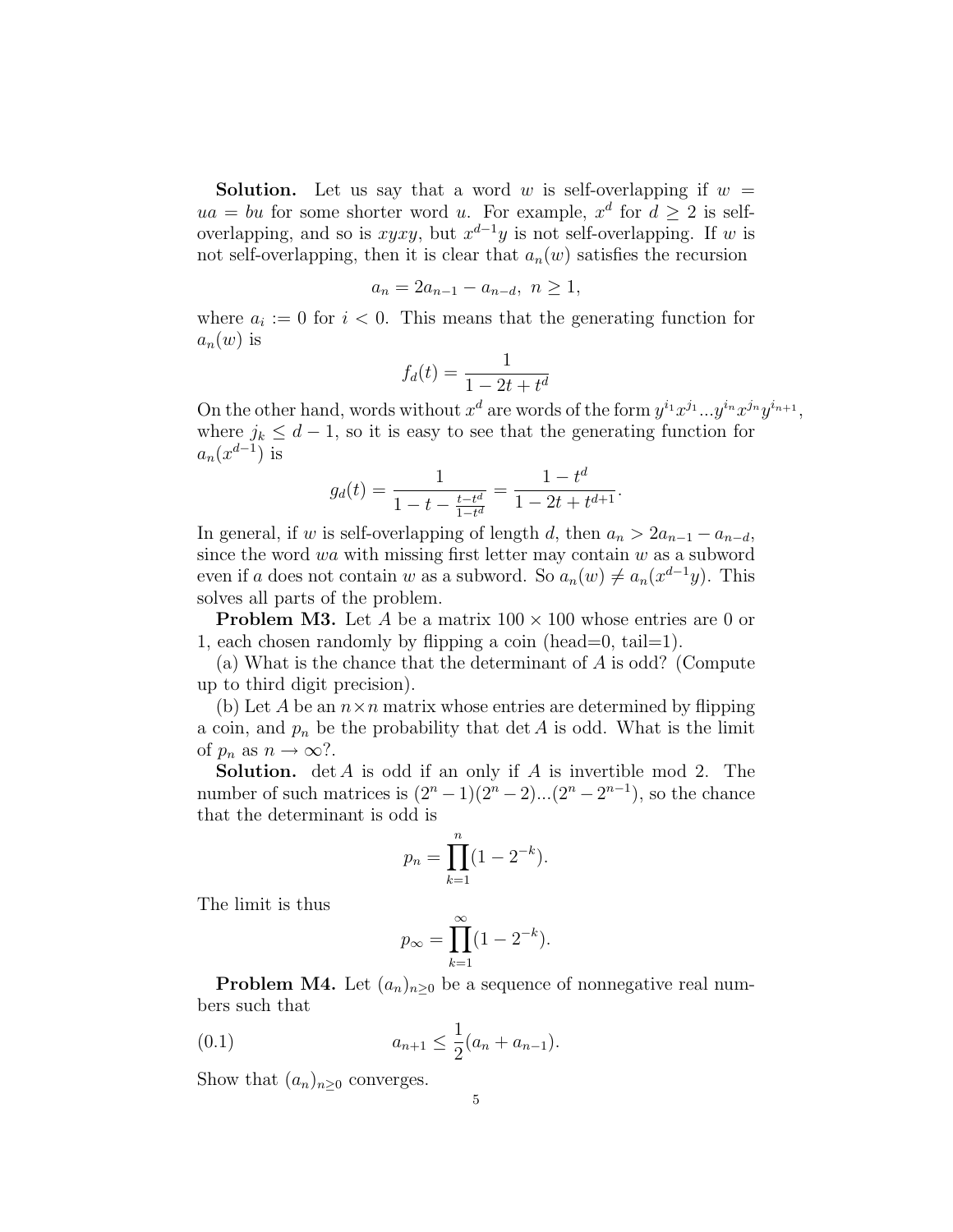**Solution.** Let us say that a word $w$ is self-overlapping if $w = ua = bu$ for some shorter word $u$. For example, $x^d$ for $d \geq 2$ is self-overlapping, and so is $xyxy$, but $x^{d-1}y$ is not self-overlapping. If $w$ is not self-overlapping, then it is clear that $a_n(w)$ satisfies the recursion

$$a_n = 2a_{n-1} - a_{n-d},\ n \geq 1,$$

where $a_i := 0$ for $i < 0$. This means that the generating function for $a_n(w)$ is

$$f_d(t) = \frac{1}{1 - 2t + t^d}$$

On the other hand, words without $x^d$ are words of the form $y^{i_1}x^{j_1}...y^{i_n}x^{j_n}y^{i_{n+1}}$, where $j_k \leq d-1$, so it is easy to see that the generating function for $a_n(x^{d-1})$ is

$$g_d(t) = \frac{1}{1 - t - \frac{t - t^d}{1 - t^d}} = \frac{1 - t^d}{1 - 2t + t^{d+1}}.$$

In general, if $w$ is self-overlapping of length $d$, then $a_n > 2a_{n-1} - a_{n-d}$, since the word $wa$ with missing first letter may contain $w$ as a subword even if $a$ does not contain $w$ as a subword. So $a_n(w) \neq a_n(x^{d-1}y)$. This solves all parts of the problem.

**Problem M3.** Let $A$ be a matrix $100 \times 100$ whose entries are 0 or 1, each chosen randomly by flipping a coin (head=0, tail=1).

(a) What is the chance that the determinant of $A$ is odd? (Compute up to third digit precision).

(b) Let $A$ be an $n \times n$ matrix whose entries are determined by flipping a coin, and $p_n$ be the probability that $\det A$ is odd. What is the limit of $p_n$ as $n \to \infty$?.

**Solution.** $\det A$ is odd if an only if $A$ is invertible mod 2. The number of such matrices is $(2^n - 1)(2^n - 2)...(2^n - 2^{n-1})$, so the chance that the determinant is odd is

$$p_n = \prod_{k=1}^{n}(1 - 2^{-k}).$$

The limit is thus

$$p_\infty = \prod_{k=1}^{\infty}(1 - 2^{-k}).$$

**Problem M4.** Let $(a_n)_{n\geq 0}$ be a sequence of nonnegative real numbers such that

$$a_{n+1} \leq \frac{1}{2}(a_n + a_{n-1}). \tag{0.1}$$

Show that $(a_n)_{n\geq 0}$ converges.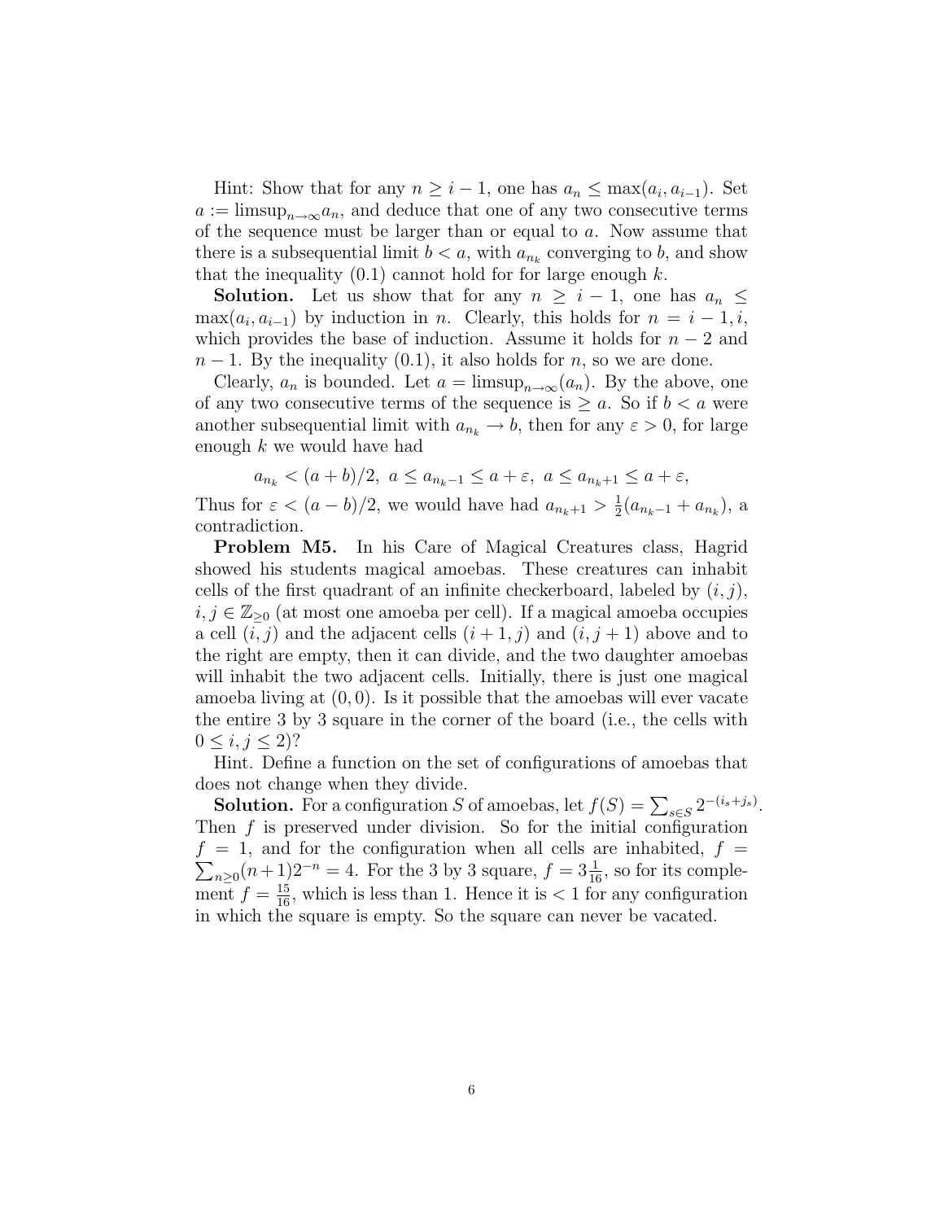Hint: Show that for any $n \geq i-1$, one has $a_n \leq \max(a_i, a_{i-1})$. Set $a := \limsup_{n\to\infty} a_n$, and deduce that one of any two consecutive terms of the sequence must be larger than or equal to $a$. Now assume that there is a subsequential limit $b < a$, with $a_{n_k}$ converging to $b$, and show that the inequality (0.1) cannot hold for for large enough $k$.

**Solution.** Let us show that for any $n \geq i-1$, one has $a_n \leq \max(a_i, a_{i-1})$ by induction in $n$. Clearly, this holds for $n = i-1, i$, which provides the base of induction. Assume it holds for $n-2$ and $n-1$. By the inequality (0.1), it also holds for $n$, so we are done.

Clearly, $a_n$ is bounded. Let $a = \limsup_{n\to\infty}(a_n)$. By the above, one of any two consecutive terms of the sequence is $\geq a$. So if $b < a$ were another subsequential limit with $a_{n_k} \to b$, then for any $\varepsilon > 0$, for large enough $k$ we would have had

$$a_{n_k} < (a+b)/2,\ a \leq a_{n_k-1} \leq a+\varepsilon,\ a \leq a_{n_k+1} \leq a+\varepsilon,$$

Thus for $\varepsilon < (a-b)/2$, we would have had $a_{n_k+1} > \frac{1}{2}(a_{n_k-1} + a_{n_k})$, a contradiction.

**Problem M5.** In his Care of Magical Creatures class, Hagrid showed his students magical amoebas. These creatures can inhabit cells of the first quadrant of an infinite checkerboard, labeled by $(i,j)$, $i,j \in \mathbb{Z}_{\geq 0}$ (at most one amoeba per cell). If a magical amoeba occupies a cell $(i,j)$ and the adjacent cells $(i+1,j)$ and $(i,j+1)$ above and to the right are empty, then it can divide, and the two daughter amoebas will inhabit the two adjacent cells. Initially, there is just one magical amoeba living at $(0,0)$. Is it possible that the amoebas will ever vacate the entire 3 by 3 square in the corner of the board (i.e., the cells with $0 \leq i,j \leq 2$)?

Hint. Define a function on the set of configurations of amoebas that does not change when they divide.

**Solution.** For a configuration $S$ of amoebas, let $f(S) = \sum_{s\in S} 2^{-(i_s+j_s)}$. Then $f$ is preserved under division. So for the initial configuration $f = 1$, and for the configuration when all cells are inhabited, $f = \sum_{n\geq 0}(n+1)2^{-n} = 4$. For the 3 by 3 square, $f = 3\frac{1}{16}$, so for its complement $f = \frac{15}{16}$, which is less than 1. Hence it is $< 1$ for any configuration in which the square is empty. So the square can never be vacated.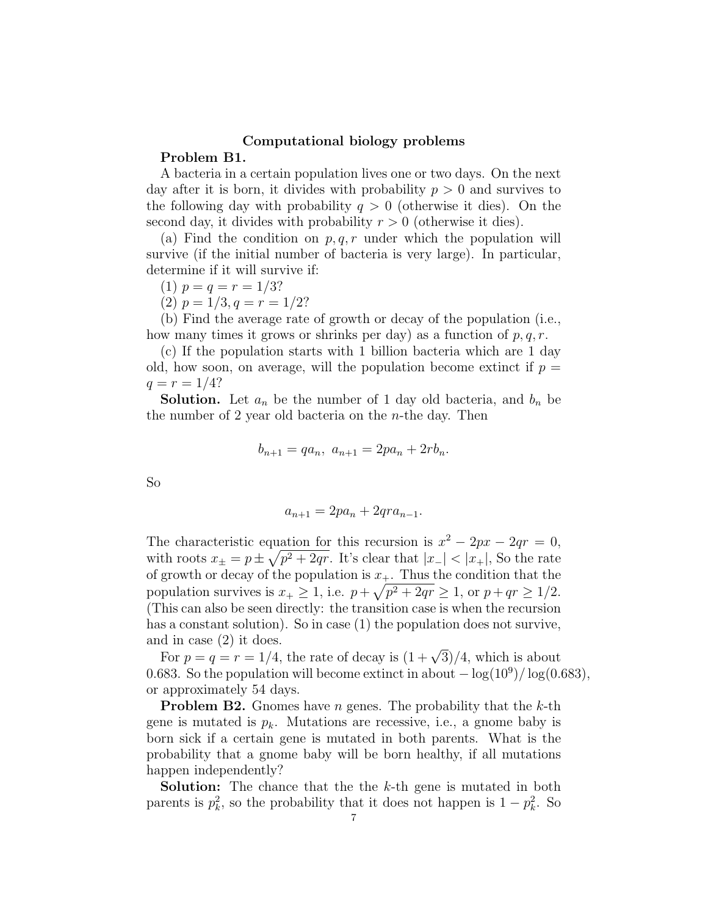## Computational biology problems

**Problem B1.**

A bacteria in a certain population lives one or two days. On the next day after it is born, it divides with probability $p > 0$ and survives to the following day with probability $q > 0$ (otherwise it dies). On the second day, it divides with probability $r > 0$ (otherwise it dies).

(a) Find the condition on $p, q, r$ under which the population will survive (if the initial number of bacteria is very large). In particular, determine if it will survive if:

(1) $p = q = r = 1/3$?

(2) $p = 1/3, q = r = 1/2$?

(b) Find the average rate of growth or decay of the population (i.e., how many times it grows or shrinks per day) as a function of $p, q, r$.

(c) If the population starts with 1 billion bacteria which are 1 day old, how soon, on average, will the population become extinct if $p = q = r = 1/4$?

**Solution.** Let $a_n$ be the number of 1 day old bacteria, and $b_n$ be the number of 2 year old bacteria on the $n$-the day. Then

$$b_{n+1} = qa_n, \; a_{n+1} = 2pa_n + 2rb_n.$$

So

$$a_{n+1} = 2pa_n + 2qra_{n-1}.$$

The characteristic equation for this recursion is $x^2 - 2px - 2qr = 0$, with roots $x_\pm = p \pm \sqrt{p^2 + 2qr}$. It's clear that $|x_-| < |x_+|$, So the rate of growth or decay of the population is $x_+$. Thus the condition that the population survives is $x_+ \geq 1$, i.e. $p + \sqrt{p^2 + 2qr} \geq 1$, or $p + qr \geq 1/2$. (This can also be seen directly: the transition case is when the recursion has a constant solution). So in case (1) the population does not survive, and in case (2) it does.

For $p = q = r = 1/4$, the rate of decay is $(1 + \sqrt{3})/4$, which is about 0.683. So the population will become extinct in about $-\log(10^9)/\log(0.683)$, or approximately 54 days.

**Problem B2.** Gnomes have $n$ genes. The probability that the $k$-th gene is mutated is $p_k$. Mutations are recessive, i.e., a gnome baby is born sick if a certain gene is mutated in both parents. What is the probability that a gnome baby will be born healthy, if all mutations happen independently?

**Solution:** The chance that the the $k$-th gene is mutated in both parents is $p_k^2$, so the probability that it does not happen is $1 - p_k^2$. So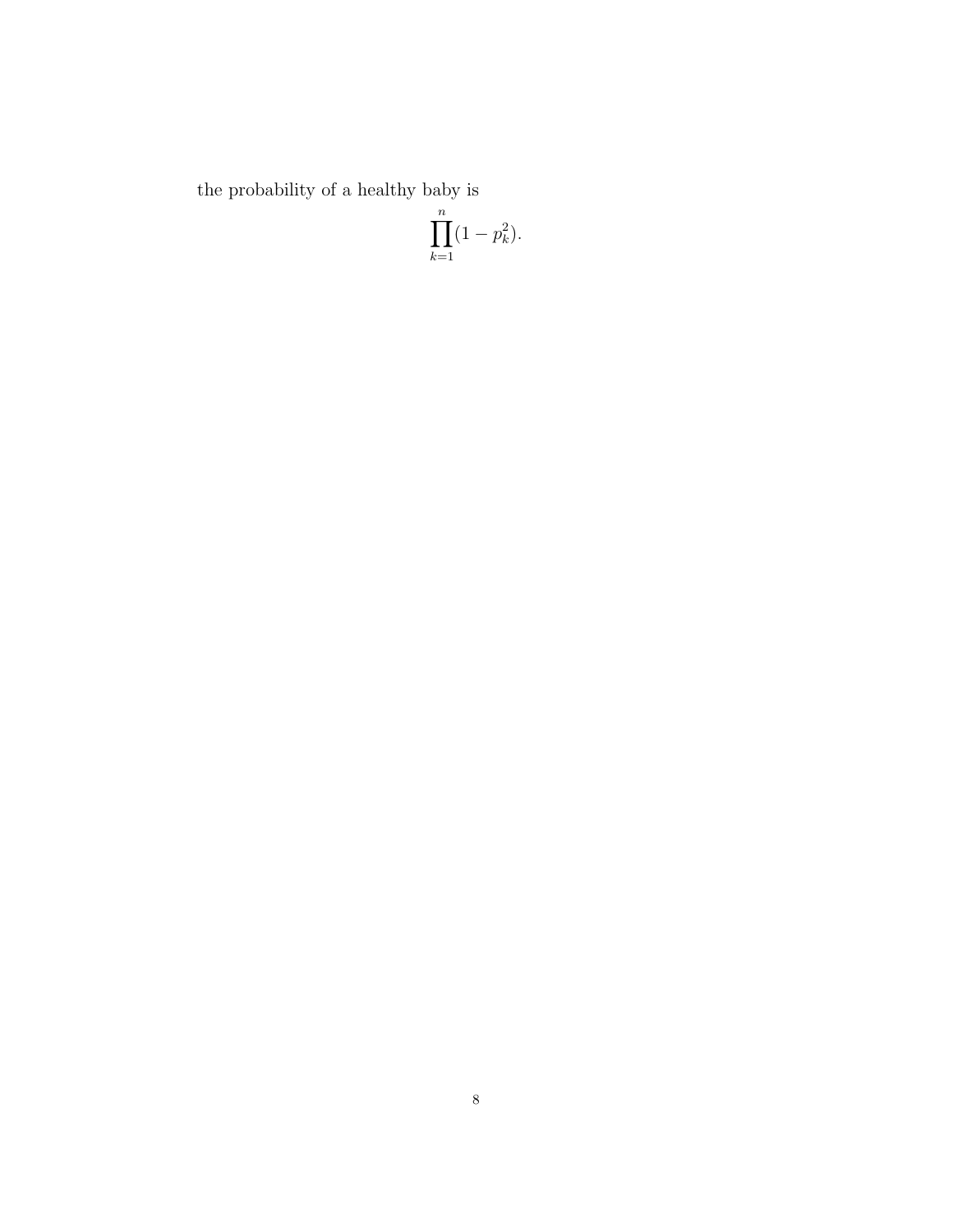the probability of a healthy baby is

$$\prod_{k=1}^{n}(1 - p_k^2).$$